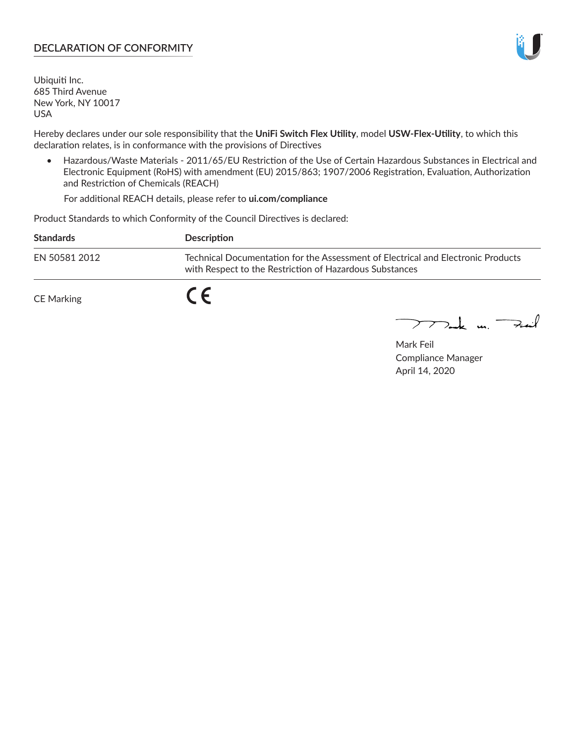## DECLARATION OF CONFORMITY

Ubiquiti Inc.
685 Third Avenue
New York, NY 10017
USA

Hereby declares under our sole responsibility that the **UniFi Switch Flex Utility**, model **USW-Flex-Utility**, to which this declaration relates, is in conformance with the provisions of Directives

- Hazardous/Waste Materials - 2011/65/EU Restriction of the Use of Certain Hazardous Substances in Electrical and Electronic Equipment (RoHS) with amendment (EU) 2015/863; 1907/2006 Registration, Evaluation, Authorization and Restriction of Chemicals (REACH)

  For additional REACH details, please refer to **ui.com/compliance**

Product Standards to which Conformity of the Council Directives is declared:

| Standards | Description |
| --- | --- |
| EN 50581 2012 | Technical Documentation for the Assessment of Electrical and Electronic Products with Respect to the Restriction of Hazardous Substances |

CE Marking CE

Mark Feil
Compliance Manager
April 14, 2020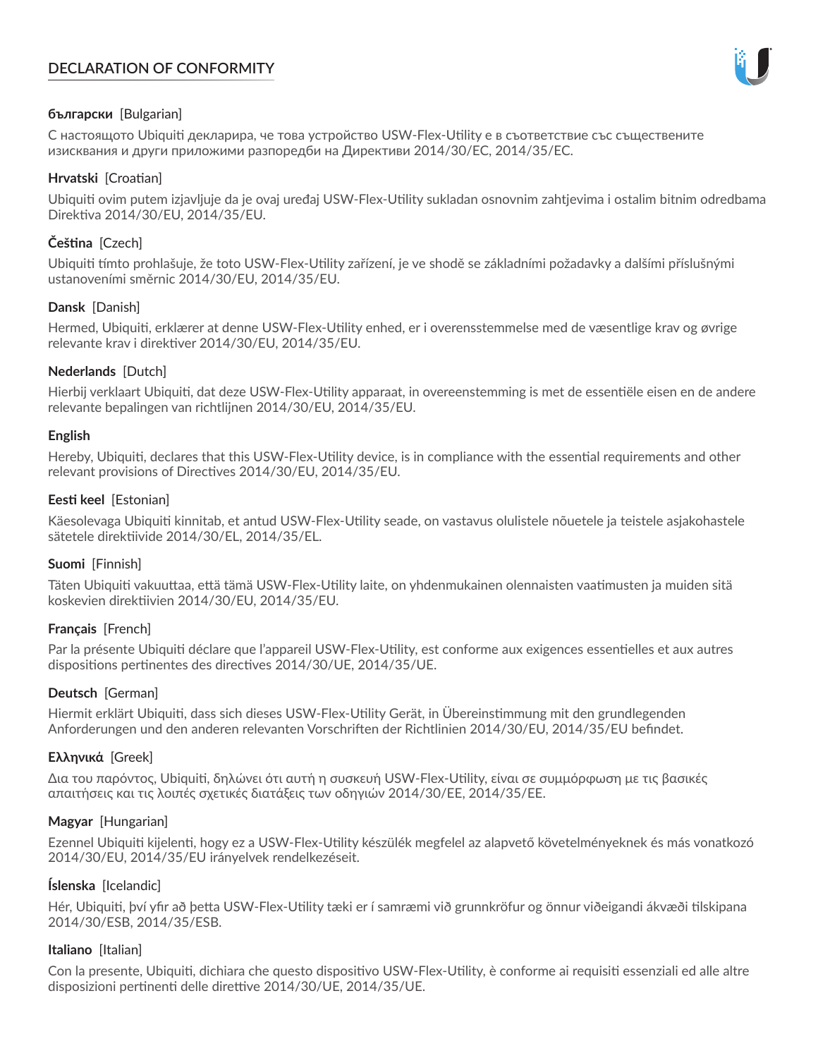# DECLARATION OF CONFORMITY

**български** [Bulgarian]

С настоящото Ubiquiti декларира, че това устройство USW-Flex-Utility е в съответствие със съществените изисквания и други приложими разпоредби на Директиви 2014/30/ЕС, 2014/35/ЕС.

**Hrvatski** [Croatian]

Ubiquiti ovim putem izjavljuje da je ovaj uređaj USW-Flex-Utility sukladan osnovnim zahtjevima i ostalim bitnim odredbama Direktiva 2014/30/EU, 2014/35/EU.

**Čeština** [Czech]

Ubiquiti tímto prohlašuje, že toto USW-Flex-Utility zařízení, je ve shodě se základními požadavky a dalšími příslušnými ustanoveními směrnic 2014/30/EU, 2014/35/EU.

**Dansk** [Danish]

Hermed, Ubiquiti, erklærer at denne USW-Flex-Utility enhed, er i overensstemmelse med de væsentlige krav og øvrige relevante krav i direktiver 2014/30/EU, 2014/35/EU.

**Nederlands** [Dutch]

Hierbij verklaart Ubiquiti, dat deze USW-Flex-Utility apparaat, in overeenstemming is met de essentiële eisen en de andere relevante bepalingen van richtlijnen 2014/30/EU, 2014/35/EU.

**English**

Hereby, Ubiquiti, declares that this USW-Flex-Utility device, is in compliance with the essential requirements and other relevant provisions of Directives 2014/30/EU, 2014/35/EU.

**Eesti keel** [Estonian]

Käesolevaga Ubiquiti kinnitab, et antud USW-Flex-Utility seade, on vastavus olulistele nõuetele ja teistele asjakohastele sätetele direktiivide 2014/30/EL, 2014/35/EL.

**Suomi** [Finnish]

Täten Ubiquiti vakuuttaa, että tämä USW-Flex-Utility laite, on yhdenmukainen olennaisten vaatimusten ja muiden sitä koskevien direktiivien 2014/30/EU, 2014/35/EU.

**Français** [French]

Par la présente Ubiquiti déclare que l'appareil USW-Flex-Utility, est conforme aux exigences essentielles et aux autres dispositions pertinentes des directives 2014/30/UE, 2014/35/UE.

**Deutsch** [German]

Hiermit erklärt Ubiquiti, dass sich dieses USW-Flex-Utility Gerät, in Übereinstimmung mit den grundlegenden Anforderungen und den anderen relevanten Vorschriften der Richtlinien 2014/30/EU, 2014/35/EU befindet.

**Ελληνικά** [Greek]

Δια του παρόντος, Ubiquiti, δηλώνει ότι αυτή η συσκευή USW-Flex-Utility, είναι σε συμμόρφωση με τις βασικές απαιτήσεις και τις λοιπές σχετικές διατάξεις των οδηγιών 2014/30/EE, 2014/35/EE.

**Magyar** [Hungarian]

Ezennel Ubiquiti kijelenti, hogy ez a USW-Flex-Utility készülék megfelel az alapvető követelményeknek és más vonatkozó 2014/30/EU, 2014/35/EU irányelvek rendelkezéseit.

**Íslenska** [Icelandic]

Hér, Ubiquiti, því yfir að þetta USW-Flex-Utility tæki er í samræmi við grunnkröfur og önnur viðeigandi ákvæði tilskipana 2014/30/ESB, 2014/35/ESB.

**Italiano** [Italian]

Con la presente, Ubiquiti, dichiara che questo dispositivo USW-Flex-Utility, è conforme ai requisiti essenziali ed alle altre disposizioni pertinenti delle direttive 2014/30/UE, 2014/35/UE.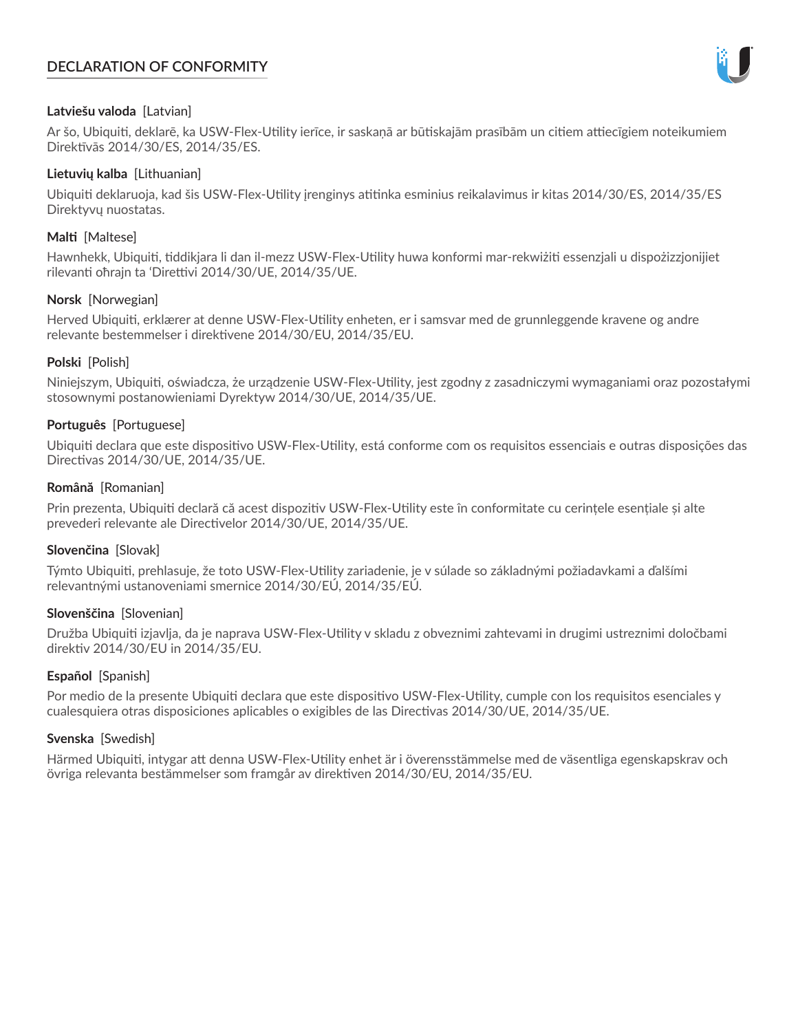## DECLARATION OF CONFORMITY

**Latviešu valoda** [Latvian]

Ar šo, Ubiquiti, deklarē, ka USW-Flex-Utility ierīce, ir saskaņā ar būtiskajām prasībām un citiem attiecīgiem noteikumiem Direktīvās 2014/30/ES, 2014/35/ES.

**Lietuvių kalba** [Lithuanian]

Ubiquiti deklaruoja, kad šis USW-Flex-Utility įrenginys atitinka esminius reikalavimus ir kitas 2014/30/ES, 2014/35/ES Direktyvų nuostatas.

**Malti** [Maltese]

Hawnhekk, Ubiquiti, tiddikjara li dan il-mezz USW-Flex-Utility huwa konformi mar-rekwiżiti essenzjali u dispożizzjonijiet rilevanti oħrajn ta 'Direttivi 2014/30/UE, 2014/35/UE.

**Norsk** [Norwegian]

Herved Ubiquiti, erklærer at denne USW-Flex-Utility enheten, er i samsvar med de grunnleggende kravene og andre relevante bestemmelser i direktivene 2014/30/EU, 2014/35/EU.

**Polski** [Polish]

Niniejszym, Ubiquiti, oświadcza, że urządzenie USW-Flex-Utility, jest zgodny z zasadniczymi wymaganiami oraz pozostałymi stosownymi postanowieniami Dyrektyw 2014/30/UE, 2014/35/UE.

**Português** [Portuguese]

Ubiquiti declara que este dispositivo USW-Flex-Utility, está conforme com os requisitos essenciais e outras disposições das Directivas 2014/30/UE, 2014/35/UE.

**Română** [Romanian]

Prin prezenta, Ubiquiti declară că acest dispozitiv USW-Flex-Utility este în conformitate cu cerințele esențiale și alte prevederi relevante ale Directivelor 2014/30/UE, 2014/35/UE.

**Slovenčina** [Slovak]

Týmto Ubiquiti, prehlasuje, že toto USW-Flex-Utility zariadenie, je v súlade so základnými požiadavkami a ďalšími relevantnými ustanoveniami smernice 2014/30/EÚ, 2014/35/EÚ.

**Slovenščina** [Slovenian]

Družba Ubiquiti izjavlja, da je naprava USW-Flex-Utility v skladu z obveznimi zahtevami in drugimi ustreznimi določbami direktiv 2014/30/EU in 2014/35/EU.

**Español** [Spanish]

Por medio de la presente Ubiquiti declara que este dispositivo USW-Flex-Utility, cumple con los requisitos esenciales y cualesquiera otras disposiciones aplicables o exigibles de las Directivas 2014/30/UE, 2014/35/UE.

**Svenska** [Swedish]

Härmed Ubiquiti, intygar att denna USW-Flex-Utility enhet är i överensstämmelse med de väsentliga egenskapskrav och övriga relevanta bestämmelser som framgår av direktiven 2014/30/EU, 2014/35/EU.